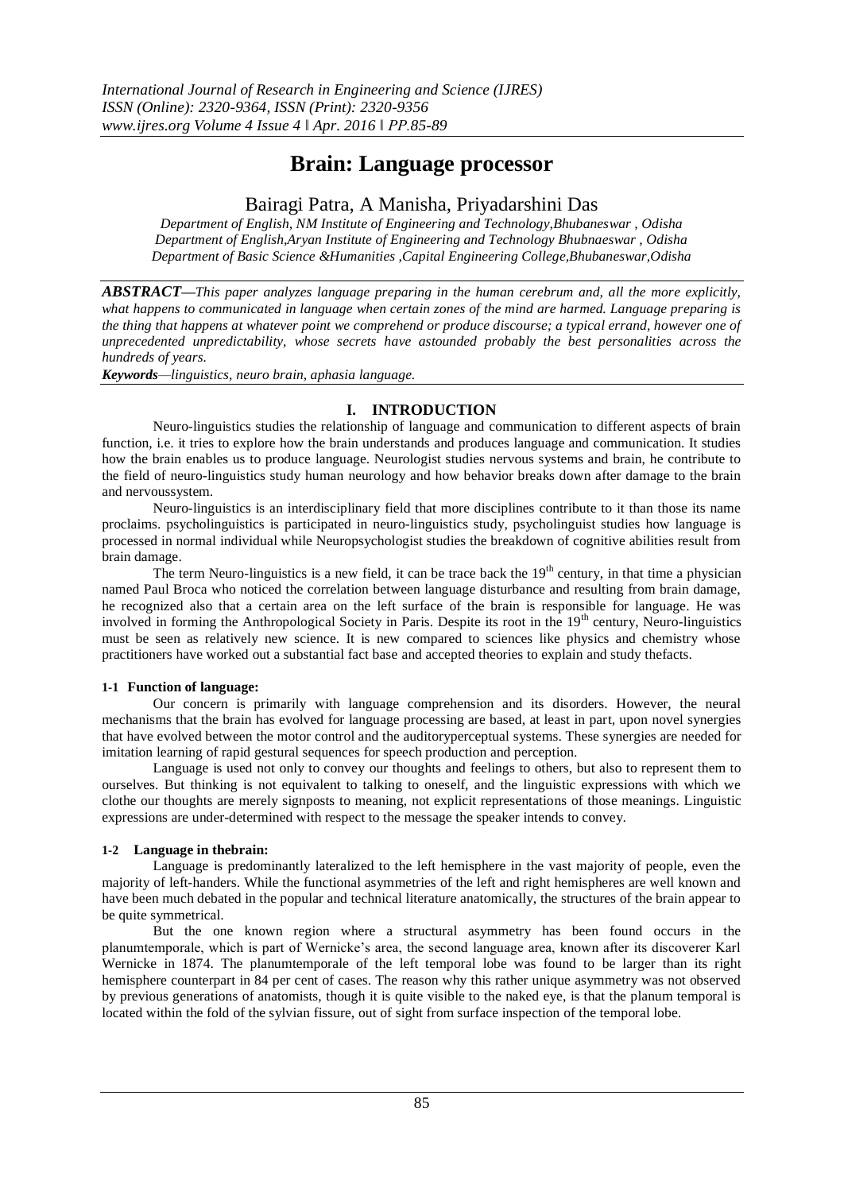# Brain: Language processor

Bairagi Patra, A Manisha, Priyadarshini Das

*Department of English, NM Institute of Engineering and Technology,Bhubaneswar , Odisha*
*Department of English,Aryan Institute of Engineering and Technology Bhubnaeswar , Odisha*
*Department of Basic Science &Humanities ,Capital Engineering College,Bhubaneswar,Odisha*

***ABSTRACT—****This paper analyzes language preparing in the human cerebrum and, all the more explicitly, what happens to communicated in language when certain zones of the mind are harmed. Language preparing is the thing that happens at whatever point we comprehend or produce discourse; a typical errand, however one of unprecedented unpredictability, whose secrets have astounded probably the best personalities across the hundreds of years.*

***Keywords****—linguistics, neuro brain, aphasia language.*

## I. INTRODUCTION

Neuro-linguistics studies the relationship of language and communication to different aspects of brain function, i.e. it tries to explore how the brain understands and produces language and communication. It studies how the brain enables us to produce language. Neurologist studies nervous systems and brain, he contribute to the field of neuro-linguistics study human neurology and how behavior breaks down after damage to the brain and nervoussystem.

Neuro-linguistics is an interdisciplinary field that more disciplines contribute to it than those its name proclaims. psycholinguistics is participated in neuro-linguistics study, psycholinguist studies how language is processed in normal individual while Neuropsychologist studies the breakdown of cognitive abilities result from brain damage.

The term Neuro-linguistics is a new field, it can be trace back the 19th century, in that time a physician named Paul Broca who noticed the correlation between language disturbance and resulting from brain damage, he recognized also that a certain area on the left surface of the brain is responsible for language. He was involved in forming the Anthropological Society in Paris. Despite its root in the 19th century, Neuro-linguistics must be seen as relatively new science. It is new compared to sciences like physics and chemistry whose practitioners have worked out a substantial fact base and accepted theories to explain and study thefacts.

### 1-1 Function of language:

Our concern is primarily with language comprehension and its disorders. However, the neural mechanisms that the brain has evolved for language processing are based, at least in part, upon novel synergies that have evolved between the motor control and the auditoryperceptual systems. These synergies are needed for imitation learning of rapid gestural sequences for speech production and perception.

Language is used not only to convey our thoughts and feelings to others, but also to represent them to ourselves. But thinking is not equivalent to talking to oneself, and the linguistic expressions with which we clothe our thoughts are merely signposts to meaning, not explicit representations of those meanings. Linguistic expressions are under-determined with respect to the message the speaker intends to convey.

### 1-2 Language in thebrain:

Language is predominantly lateralized to the left hemisphere in the vast majority of people, even the majority of left-handers. While the functional asymmetries of the left and right hemispheres are well known and have been much debated in the popular and technical literature anatomically, the structures of the brain appear to be quite symmetrical.

But the one known region where a structural asymmetry has been found occurs in the planumtemporale, which is part of Wernicke's area, the second language area, known after its discoverer Karl Wernicke in 1874. The planumtemporale of the left temporal lobe was found to be larger than its right hemisphere counterpart in 84 per cent of cases. The reason why this rather unique asymmetry was not observed by previous generations of anatomists, though it is quite visible to the naked eye, is that the planum temporal is located within the fold of the sylvian fissure, out of sight from surface inspection of the temporal lobe.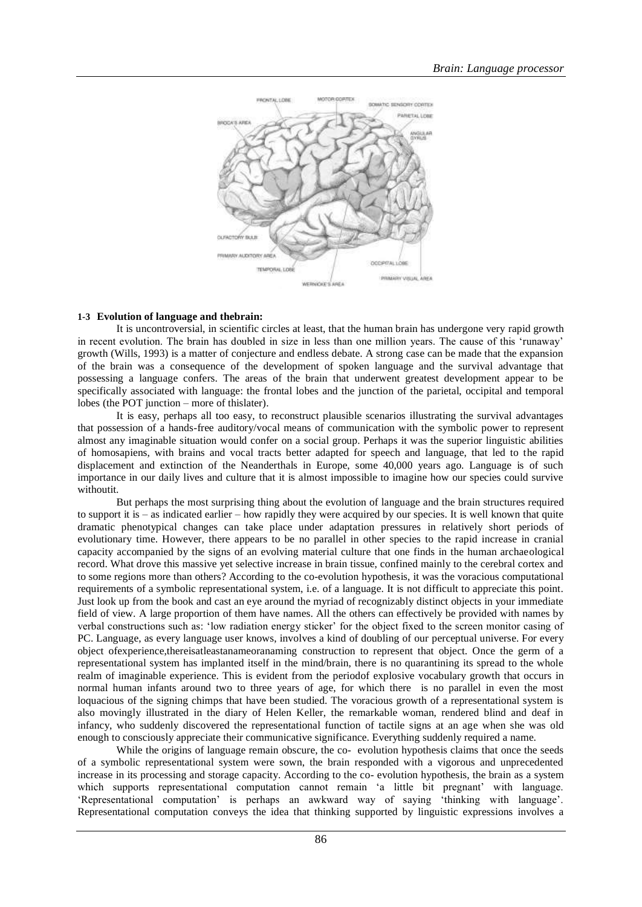### 1-3 Evolution of language and thebrain:

It is uncontroversial, in scientific circles at least, that the human brain has undergone very rapid growth in recent evolution. The brain has doubled in size in less than one million years. The cause of this 'runaway' growth (Wills, 1993) is a matter of conjecture and endless debate. A strong case can be made that the expansion of the brain was a consequence of the development of spoken language and the survival advantage that possessing a language confers. The areas of the brain that underwent greatest development appear to be specifically associated with language: the frontal lobes and the junction of the parietal, occipital and temporal lobes (the POT junction – more of thislater).

It is easy, perhaps all too easy, to reconstruct plausible scenarios illustrating the survival advantages that possession of a hands-free auditory/vocal means of communication with the symbolic power to represent almost any imaginable situation would confer on a social group. Perhaps it was the superior linguistic abilities of homosapiens, with brains and vocal tracts better adapted for speech and language, that led to the rapid displacement and extinction of the Neanderthals in Europe, some 40,000 years ago. Language is of such importance in our daily lives and culture that it is almost impossible to imagine how our species could survive withoutit.

But perhaps the most surprising thing about the evolution of language and the brain structures required to support it is – as indicated earlier – how rapidly they were acquired by our species. It is well known that quite dramatic phenotypical changes can take place under adaptation pressures in relatively short periods of evolutionary time. However, there appears to be no parallel in other species to the rapid increase in cranial capacity accompanied by the signs of an evolving material culture that one finds in the human archaeological record. What drove this massive yet selective increase in brain tissue, confined mainly to the cerebral cortex and to some regions more than others? According to the co-evolution hypothesis, it was the voracious computational requirements of a symbolic representational system, i.e. of a language. It is not difficult to appreciate this point. Just look up from the book and cast an eye around the myriad of recognizably distinct objects in your immediate field of view. A large proportion of them have names. All the others can effectively be provided with names by verbal constructions such as: 'low radiation energy sticker' for the object fixed to the screen monitor casing of PC. Language, as every language user knows, involves a kind of doubling of our perceptual universe. For every object ofexperience,thereisatleastanameoranaming construction to represent that object. Once the germ of a representational system has implanted itself in the mind/brain, there is no quarantining its spread to the whole realm of imaginable experience. This is evident from the periodof explosive vocabulary growth that occurs in normal human infants around two to three years of age, for which there is no parallel in even the most loquacious of the signing chimps that have been studied. The voracious growth of a representational system is also movingly illustrated in the diary of Helen Keller, the remarkable woman, rendered blind and deaf in infancy, who suddenly discovered the representational function of tactile signs at an age when she was old enough to consciously appreciate their communicative significance. Everything suddenly required a name.

While the origins of language remain obscure, the co- evolution hypothesis claims that once the seeds of a symbolic representational system were sown, the brain responded with a vigorous and unprecedented increase in its processing and storage capacity. According to the co- evolution hypothesis, the brain as a system which supports representational computation cannot remain 'a little bit pregnant' with language. 'Representational computation' is perhaps an awkward way of saying 'thinking with language'. Representational computation conveys the idea that thinking supported by linguistic expressions involves a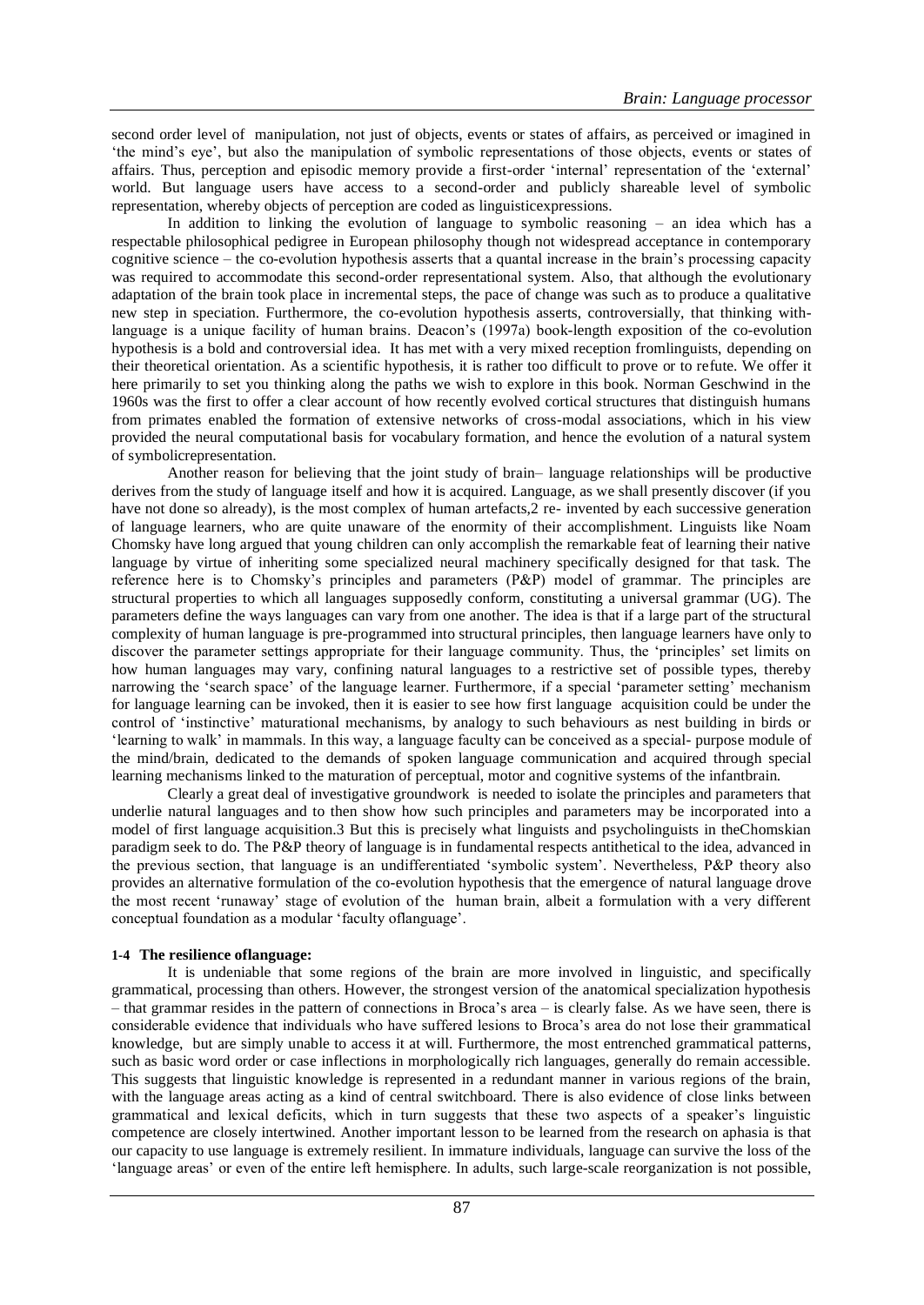second order level of manipulation, not just of objects, events or states of affairs, as perceived or imagined in 'the mind's eye', but also the manipulation of symbolic representations of those objects, events or states of affairs. Thus, perception and episodic memory provide a first-order 'internal' representation of the 'external' world. But language users have access to a second-order and publicly shareable level of symbolic representation, whereby objects of perception are coded as linguisticexpressions.

In addition to linking the evolution of language to symbolic reasoning – an idea which has a respectable philosophical pedigree in European philosophy though not widespread acceptance in contemporary cognitive science – the co-evolution hypothesis asserts that a quantal increase in the brain's processing capacity was required to accommodate this second-order representational system. Also, that although the evolutionary adaptation of the brain took place in incremental steps, the pace of change was such as to produce a qualitative new step in speciation. Furthermore, the co-evolution hypothesis asserts, controversially, that thinking with-language is a unique facility of human brains. Deacon's (1997a) book-length exposition of the co-evolution hypothesis is a bold and controversial idea. It has met with a very mixed reception fromlinguists, depending on their theoretical orientation. As a scientific hypothesis, it is rather too difficult to prove or to refute. We offer it here primarily to set you thinking along the paths we wish to explore in this book. Norman Geschwind in the 1960s was the first to offer a clear account of how recently evolved cortical structures that distinguish humans from primates enabled the formation of extensive networks of cross-modal associations, which in his view provided the neural computational basis for vocabulary formation, and hence the evolution of a natural system of symbolicrepresentation.

Another reason for believing that the joint study of brain– language relationships will be productive derives from the study of language itself and how it is acquired. Language, as we shall presently discover (if you have not done so already), is the most complex of human artefacts,2 re- invented by each successive generation of language learners, who are quite unaware of the enormity of their accomplishment. Linguists like Noam Chomsky have long argued that young children can only accomplish the remarkable feat of learning their native language by virtue of inheriting some specialized neural machinery specifically designed for that task. The reference here is to Chomsky's principles and parameters (P&P) model of grammar. The principles are structural properties to which all languages supposedly conform, constituting a universal grammar (UG). The parameters define the ways languages can vary from one another. The idea is that if a large part of the structural complexity of human language is pre-programmed into structural principles, then language learners have only to discover the parameter settings appropriate for their language community. Thus, the 'principles' set limits on how human languages may vary, confining natural languages to a restrictive set of possible types, thereby narrowing the 'search space' of the language learner. Furthermore, if a special 'parameter setting' mechanism for language learning can be invoked, then it is easier to see how first language acquisition could be under the control of 'instinctive' maturational mechanisms, by analogy to such behaviours as nest building in birds or 'learning to walk' in mammals. In this way, a language faculty can be conceived as a special- purpose module of the mind/brain, dedicated to the demands of spoken language communication and acquired through special learning mechanisms linked to the maturation of perceptual, motor and cognitive systems of the infantbrain.

Clearly a great deal of investigative groundwork is needed to isolate the principles and parameters that underlie natural languages and to then show how such principles and parameters may be incorporated into a model of first language acquisition.3 But this is precisely what linguists and psycholinguists in theChomskian paradigm seek to do. The P&P theory of language is in fundamental respects antithetical to the idea, advanced in the previous section, that language is an undifferentiated 'symbolic system'. Nevertheless, P&P theory also provides an alternative formulation of the co-evolution hypothesis that the emergence of natural language drove the most recent 'runaway' stage of evolution of the human brain, albeit a formulation with a very different conceptual foundation as a modular 'faculty oflanguage'.

#### 1-4 The resilience oflanguage:

It is undeniable that some regions of the brain are more involved in linguistic, and specifically grammatical, processing than others. However, the strongest version of the anatomical specialization hypothesis – that grammar resides in the pattern of connections in Broca's area – is clearly false. As we have seen, there is considerable evidence that individuals who have suffered lesions to Broca's area do not lose their grammatical knowledge, but are simply unable to access it at will. Furthermore, the most entrenched grammatical patterns, such as basic word order or case inflections in morphologically rich languages, generally do remain accessible. This suggests that linguistic knowledge is represented in a redundant manner in various regions of the brain, with the language areas acting as a kind of central switchboard. There is also evidence of close links between grammatical and lexical deficits, which in turn suggests that these two aspects of a speaker's linguistic competence are closely intertwined. Another important lesson to be learned from the research on aphasia is that our capacity to use language is extremely resilient. In immature individuals, language can survive the loss of the 'language areas' or even of the entire left hemisphere. In adults, such large-scale reorganization is not possible,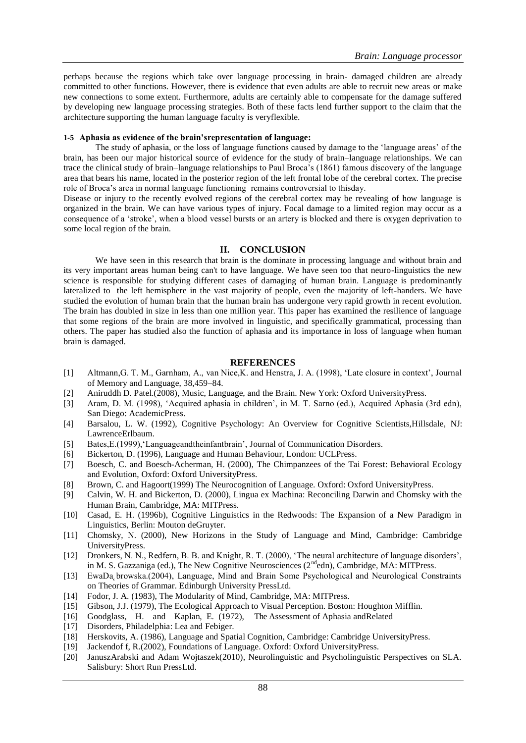perhaps because the regions which take over language processing in brain- damaged children are already committed to other functions. However, there is evidence that even adults are able to recruit new areas or make new connections to some extent. Furthermore, adults are certainly able to compensate for the damage suffered by developing new language processing strategies. Both of these facts lend further support to the claim that the architecture supporting the human language faculty is veryflexible.

#### 1-5 Aphasia as evidence of the brain'srepresentation of language:

The study of aphasia, or the loss of language functions caused by damage to the 'language areas' of the brain, has been our major historical source of evidence for the study of brain–language relationships. We can trace the clinical study of brain–language relationships to Paul Broca's (1861) famous discovery of the language area that bears his name, located in the posterior region of the left frontal lobe of the cerebral cortex. The precise role of Broca's area in normal language functioning remains controversial to thisday.

Disease or injury to the recently evolved regions of the cerebral cortex may be revealing of how language is organized in the brain. We can have various types of injury. Focal damage to a limited region may occur as a consequence of a 'stroke', when a blood vessel bursts or an artery is blocked and there is oxygen deprivation to some local region of the brain.

## II. CONCLUSION

We have seen in this research that brain is the dominate in processing language and without brain and its very important areas human being can't to have language. We have seen too that neuro-linguistics the new science is responsible for studying different cases of damaging of human brain. Language is predominantly lateralized to the left hemisphere in the vast majority of people, even the majority of left-handers. We have studied the evolution of human brain that the human brain has undergone very rapid growth in recent evolution. The brain has doubled in size in less than one million year. This paper has examined the resilience of language that some regions of the brain are more involved in linguistic, and specifically grammatical, processing than others. The paper has studied also the function of aphasia and its importance in loss of language when human brain is damaged.

## REFERENCES

[1] Altmann,G. T. M., Garnham, A., van Nice,K. and Henstra, J. A. (1998), 'Late closure in context', Journal of Memory and Language, 38,459–84.

[2] Aniruddh D. Patel.(2008), Music, Language, and the Brain. New York: Oxford UniversityPress.

[3] Aram, D. M. (1998), 'Acquired aphasia in children', in M. T. Sarno (ed.), Acquired Aphasia (3rd edn), San Diego: AcademicPress.

[4] Barsalou, L. W. (1992), Cognitive Psychology: An Overview for Cognitive Scientists,Hillsdale, NJ: LawrenceErlbaum.

[5] Bates,E.(1999),'Languageandtheinfantbrain', Journal of Communication Disorders.

[6] Bickerton, D. (1996), Language and Human Behaviour, London: UCLPress.

[7] Boesch, C. and Boesch-Acherman, H. (2000), The Chimpanzees of the Tai Forest: Behavioral Ecology and Evolution, Oxford: Oxford UniversityPress.

[8] Brown, C. and Hagoort(1999) The Neurocognition of Language. Oxford: Oxford UniversityPress.

[9] Calvin, W. H. and Bickerton, D. (2000), Lingua ex Machina: Reconciling Darwin and Chomsky with the Human Brain, Cambridge, MA: MITPress.

[10] Casad, E. H. (1996b), Cognitive Linguistics in the Redwoods: The Expansion of a New Paradigm in Linguistics, Berlin: Mouton deGruyter.

[11] Chomsky, N. (2000), New Horizons in the Study of Language and Mind, Cambridge: Cambridge UniversityPress.

[12] Dronkers, N. N., Redfern, B. B. and Knight, R. T. (2000), 'The neural architecture of language disorders', in M. S. Gazzaniga (ed.), The New Cognitive Neurosciences (2nd edn), Cambridge, MA: MITPress.

[13] EwaDa̧browska.(2004), Language, Mind and Brain Some Psychological and Neurological Constraints on Theories of Grammar. Edinburgh University PressLtd.

[14] Fodor, J. A. (1983), The Modularity of Mind, Cambridge, MA: MITPress.

[15] Gibson, J.J. (1979), The Ecological Approach to Visual Perception. Boston: Houghton Mifflin.

[16] Goodglass, H. and Kaplan, E. (1972), The Assessment of Aphasia andRelated

[17] Disorders, Philadelphia: Lea and Febiger.

[18] Herskovits, A. (1986), Language and Spatial Cognition, Cambridge: Cambridge UniversityPress.

[19] Jackendof f, R.(2002), Foundations of Language. Oxford: Oxford UniversityPress.

[20] JanuszArabski and Adam Wojtaszek(2010), Neurolinguistic and Psycholinguistic Perspectives on SLA. Salisbury: Short Run PressLtd.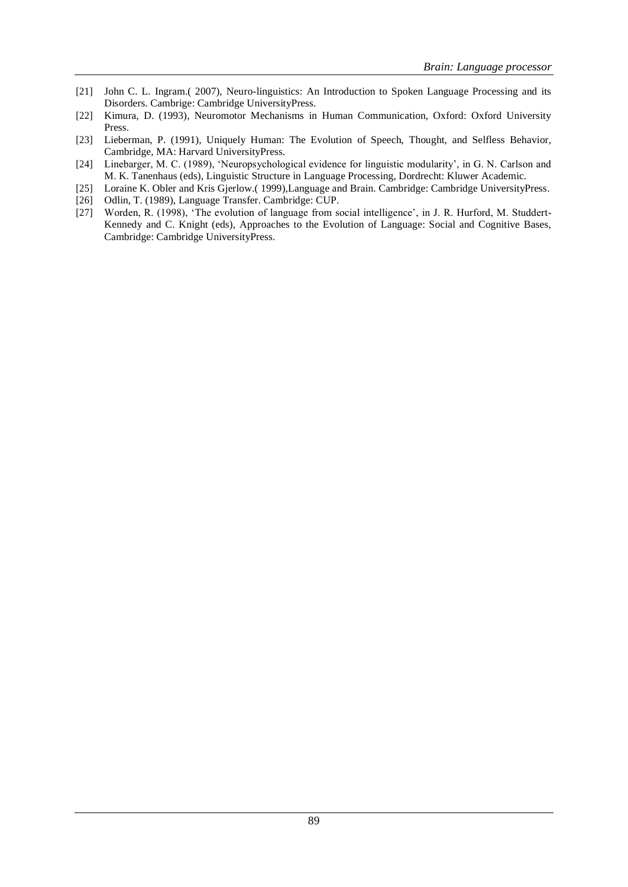[21] John C. L. Ingram.( 2007), Neuro-linguistics: An Introduction to Spoken Language Processing and its Disorders. Cambrige: Cambridge UniversityPress.

[22] Kimura, D. (1993), Neuromotor Mechanisms in Human Communication, Oxford: Oxford University Press.

[23] Lieberman, P. (1991), Uniquely Human: The Evolution of Speech, Thought, and Selfless Behavior, Cambridge, MA: Harvard UniversityPress.

[24] Linebarger, M. C. (1989), 'Neuropsychological evidence for linguistic modularity', in G. N. Carlson and M. K. Tanenhaus (eds), Linguistic Structure in Language Processing, Dordrecht: Kluwer Academic.

[25] Loraine K. Obler and Kris Gjerlow.( 1999),Language and Brain. Cambridge: Cambridge UniversityPress.

[26] Odlin, T. (1989), Language Transfer. Cambridge: CUP.

[27] Worden, R. (1998), 'The evolution of language from social intelligence', in J. R. Hurford, M. Studdert-Kennedy and C. Knight (eds), Approaches to the Evolution of Language: Social and Cognitive Bases, Cambridge: Cambridge UniversityPress.